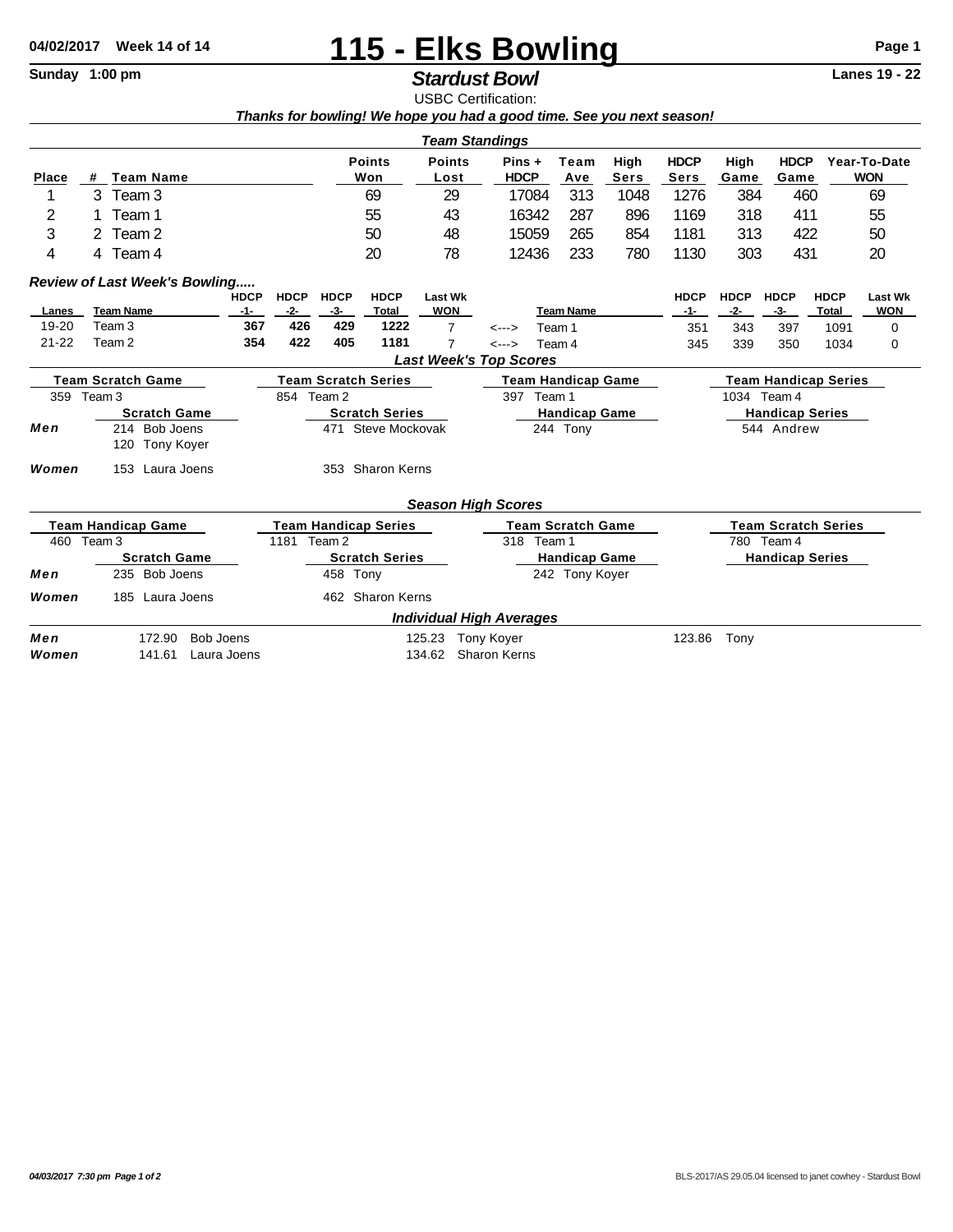04/02/2017 Week 14 of 14

# 115 - Elks Bowling

Sunday 1:00 pm

## *Stardust Bowl*

Lanes 19 - 22

USBC Certification:

***Thanks for bowling! We hope you had a good time. See you next season!***

### *Team Standings*

| Place | # | Team Name | Points Won | Points Lost | Pins + HDCP | Team Ave | High Sers | HDCP Sers | High Game | HDCP Game | Year-To-Date WON |
|---|---|---|---|---|---|---|---|---|---|---|---|
| 1 | 3 | Team 3 | 69 | 29 | 17084 | 313 | 1048 | 1276 | 384 | 460 | 69 |
| 2 | 1 | Team 1 | 55 | 43 | 16342 | 287 | 896 | 1169 | 318 | 411 | 55 |
| 3 | 2 | Team 2 | 50 | 48 | 15059 | 265 | 854 | 1181 | 313 | 422 | 50 |
| 4 | 4 | Team 4 | 20 | 78 | 12436 | 233 | 780 | 1130 | 303 | 431 | 20 |

### *Review of Last Week's Bowling.....*

| Lanes | Team Name | HDCP -1- | HDCP -2- | HDCP -3- | HDCP Total | Last Wk WON | | Team Name | HDCP -1- | HDCP -2- | HDCP -3- | HDCP Total | Last Wk WON |
|---|---|---|---|---|---|---|---|---|---|---|---|---|---|
| 19-20 | Team 3 | 367 | 426 | 429 | 1222 | 7 | <---> | Team 1 | 351 | 343 | 397 | 1091 | 0 |
| 21-22 | Team 2 | 354 | 422 | 405 | 1181 | 7 | <---> | Team 4 | 345 | 339 | 350 | 1034 | 0 |

### *Last Week's Top Scores*

| | Team Scratch Game | Team Scratch Series | Team Handicap Game | Team Handicap Series |
|---|---|---|---|---|
| | 359 Team 3 | 854 Team 2 | 397 Team 1 | 1034 Team 4 |
| | **Scratch Game** | **Scratch Series** | **Handicap Game** | **Handicap Series** |
| ***Men*** | 214 Bob Joens<br>120 Tony Koyer | 471 Steve Mockovak | 244 Tony | 544 Andrew |
| ***Women*** | 153 Laura Joens | 353 Sharon Kerns | | |

### *Season High Scores*

| | Team Handicap Game | Team Handicap Series | Team Scratch Game | Team Scratch Series |
|---|---|---|---|---|
| | 460 Team 3 | 1181 Team 2 | 318 Team 1 | 780 Team 4 |
| | **Scratch Game** | **Scratch Series** | **Handicap Game** | **Handicap Series** |
| ***Men*** | 235 Bob Joens | 458 Tony | 242 Tony Koyer | |
| ***Women*** | 185 Laura Joens | 462 Sharon Kerns | | |

### *Individual High Averages*

| | | | |
|---|---|---|---|
| ***Men*** | 172.90 Bob Joens | 125.23 Tony Koyer | 123.86 Tony |
| ***Women*** | 141.61 Laura Joens | 134.62 Sharon Kerns | |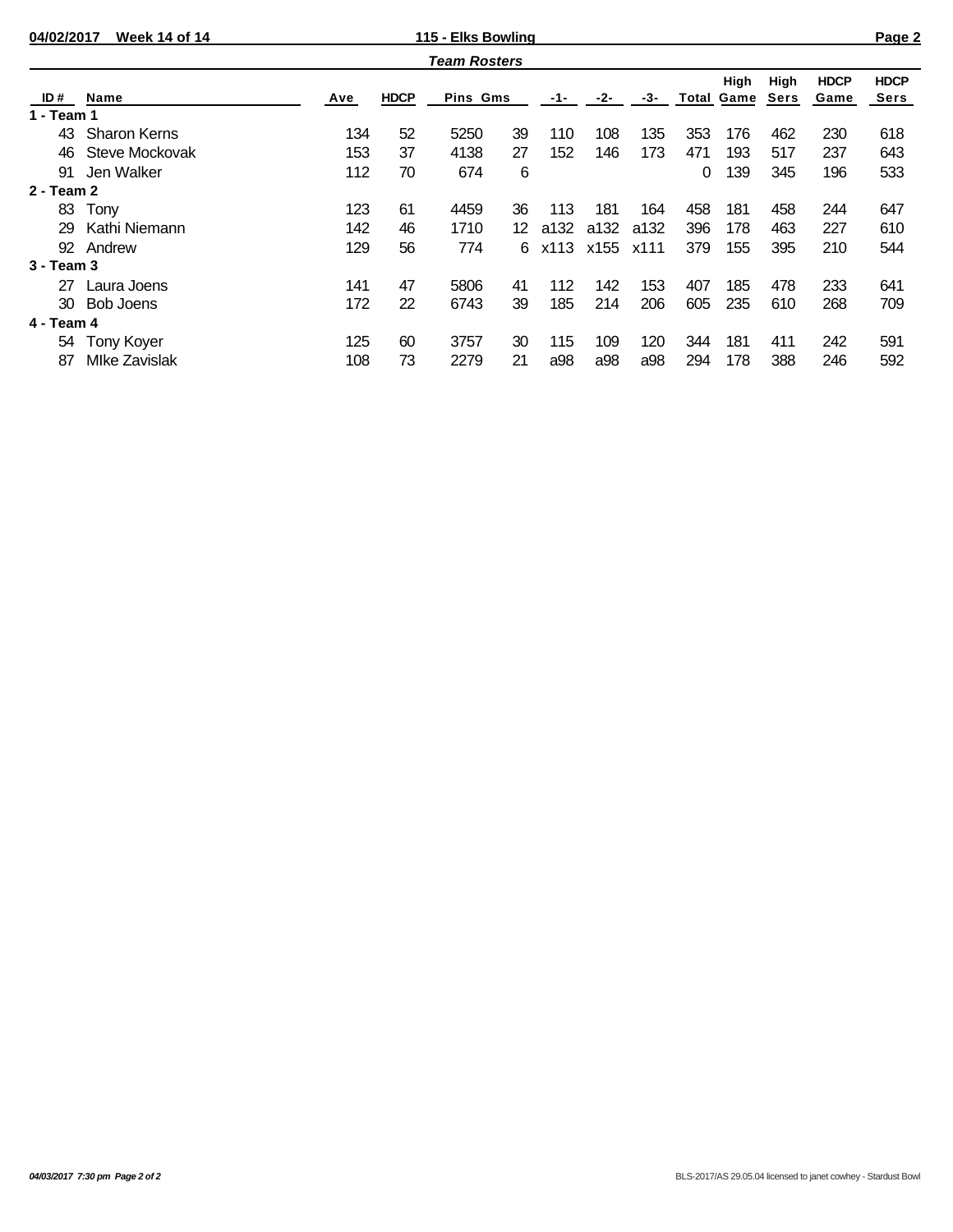## Team Rosters

| ID # | Name | Ave | HDCP | Pins | Gms | -1- | -2- | -3- | Total | High Game | High Sers | HDCP Game | HDCP Sers |
|---|---|---|---|---|---|---|---|---|---|---|---|---|---|
| **1 - Team 1** | | | | | | | | | | | | | |
| 43 | Sharon Kerns | 134 | 52 | 5250 | 39 | 110 | 108 | 135 | 353 | 176 | 462 | 230 | 618 |
| 46 | Steve Mockovak | 153 | 37 | 4138 | 27 | 152 | 146 | 173 | 471 | 193 | 517 | 237 | 643 |
| 91 | Jen Walker | 112 | 70 | 674 | 6 | | | | 0 | 139 | 345 | 196 | 533 |
| **2 - Team 2** | | | | | | | | | | | | | |
| 83 | Tony | 123 | 61 | 4459 | 36 | 113 | 181 | 164 | 458 | 181 | 458 | 244 | 647 |
| 29 | Kathi Niemann | 142 | 46 | 1710 | 12 | a132 | a132 | a132 | 396 | 178 | 463 | 227 | 610 |
| 92 | Andrew | 129 | 56 | 774 | 6 | x113 | x155 | x111 | 379 | 155 | 395 | 210 | 544 |
| **3 - Team 3** | | | | | | | | | | | | | |
| 27 | Laura Joens | 141 | 47 | 5806 | 41 | 112 | 142 | 153 | 407 | 185 | 478 | 233 | 641 |
| 30 | Bob Joens | 172 | 22 | 6743 | 39 | 185 | 214 | 206 | 605 | 235 | 610 | 268 | 709 |
| **4 - Team 4** | | | | | | | | | | | | | |
| 54 | Tony Koyer | 125 | 60 | 3757 | 30 | 115 | 109 | 120 | 344 | 181 | 411 | 242 | 591 |
| 87 | MIke Zavislak | 108 | 73 | 2279 | 21 | a98 | a98 | a98 | 294 | 178 | 388 | 246 | 592 |